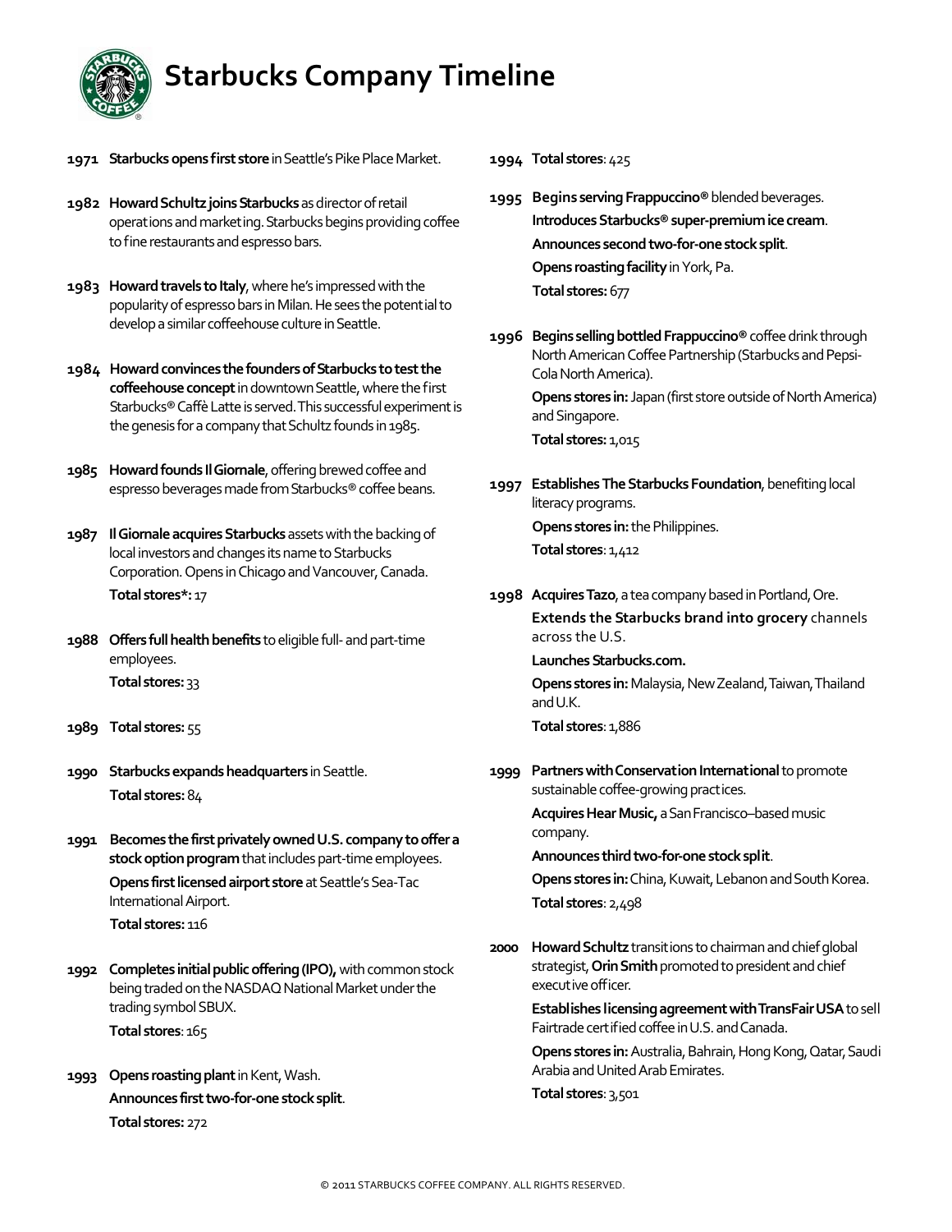# Starbucks Company Timeline

**1971** **Starbucks opens first store** in Seattle's Pike Place Market.

**1982** **Howard Schultz joins Starbucks** as director of retail operations and marketing. Starbucks begins providing coffee to fine restaurants and espresso bars.

**1983** **Howard travels to Italy**, where he's impressed with the popularity of espresso bars in Milan. He sees the potential to develop a similar coffeehouse culture in Seattle.

**1984** **Howard convinces the founders of Starbucks to test the coffeehouse concept** in downtown Seattle, where the first Starbucks® Caffè Latte is served. This successful experiment is the genesis for a company that Schultz founds in 1985.

**1985** **Howard founds Il Giornale**, offering brewed coffee and espresso beverages made from Starbucks® coffee beans.

**1987** **Il Giornale acquires Starbucks** assets with the backing of local investors and changes its name to Starbucks Corporation. Opens in Chicago and Vancouver, Canada.

**Total stores*:** 17

**1988** **Offers full health benefits** to eligible full- and part-time employees.

**Total stores:** 33

**1989** **Total stores:** 55

**1990** **Starbucks expands headquarters** in Seattle.

**Total stores:** 84

**1991** **Becomes the first privately owned U.S. company to offer a stock option program** that includes part-time employees.

**Opens first licensed airport store** at Seattle's Sea-Tac International Airport.

**Total stores:** 116

**1992** **Completes initial public offering (IPO),** with common stock being traded on the NASDAQ National Market under the trading symbol SBUX.

**Total stores**: 165

**1993** **Opens roasting plant** in Kent, Wash.

**Announces first two-for-one stock split**.

**Total stores:** 272

**1994** **Total stores**: 425

**1995** **Begins serving Frappuccino®** blended beverages.

**Introduces Starbucks® super-premium ice cream**.

**Announces second two-for-one stock split**.

**Opens roasting facility** in York, Pa.

**Total stores:** 677

**1996** **Begins selling bottled Frappuccino®** coffee drink through North American Coffee Partnership (Starbucks and Pepsi-Cola North America).

**Opens stores in:** Japan (first store outside of North America) and Singapore.

**Total stores:** 1,015

**1997** **Establishes The Starbucks Foundation**, benefiting local literacy programs.

**Opens stores in:** the Philippines.

**Total stores**: 1,412

**1998** **Acquires Tazo**, a tea company based in Portland, Ore.

**Extends the Starbucks brand into grocery** channels across the U.S.

**Launches Starbucks.com.**

**Opens stores in:** Malaysia, New Zealand, Taiwan, Thailand and U.K.

**Total stores**: 1,886

**1999** **Partners with Conservation International** to promote sustainable coffee-growing practices.

**Acquires Hear Music,** a San Francisco–based music company.

**Announces third two-for-one stock split**.

**Opens stores in:** China, Kuwait, Lebanon and South Korea.

**Total stores**: 2,498

**2000** **Howard Schultz** transitions to chairman and chief global strategist, **Orin Smith** promoted to president and chief executive officer.

**Establishes licensing agreement with TransFair USA** to sell Fairtrade certified coffee in U.S. and Canada.

**Opens stores in:** Australia, Bahrain, Hong Kong, Qatar, Saudi Arabia and United Arab Emirates.

**Total stores**: 3,501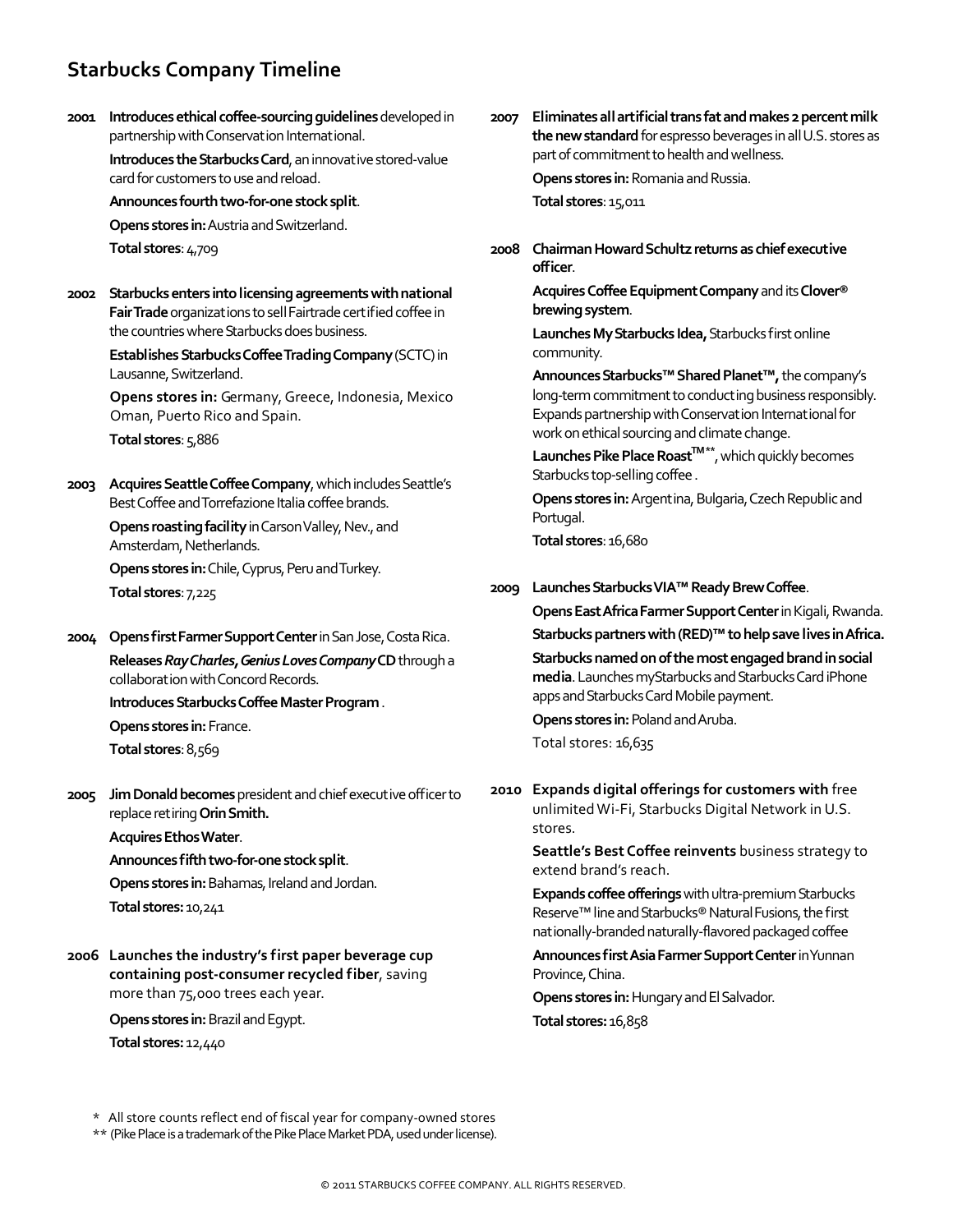## Starbucks Company Timeline

**2001** **Introduces ethical coffee-sourcing guidelines** developed in partnership with Conservation International.

**Introduces the Starbucks Card**, an innovative stored-value card for customers to use and reload.

**Announces fourth two-for-one stock split**.

**Opens stores in:** Austria and Switzerland.

**Total stores**: 4,709

**2002** **Starbucks enters into licensing agreements with national Fair Trade** organizations to sell Fairtrade certified coffee in the countries where Starbucks does business.

**Establishes Starbucks Coffee Trading Company** (SCTC) in Lausanne, Switzerland.

**Opens stores in:** Germany, Greece, Indonesia, Mexico Oman, Puerto Rico and Spain.

**Total stores**: 5,886

**2003** **Acquires Seattle Coffee Company**, which includes Seattle's Best Coffee and Torrefazione Italia coffee brands.

**Opens roasting facility** in Carson Valley, Nev., and Amsterdam, Netherlands.

**Opens stores in:** Chile, Cyprus, Peru and Turkey.

**Total stores**: 7,225

**2004** **Opens first Farmer Support Center** in San Jose, Costa Rica.

**Releases *Ray Charles, Genius Loves Company* CD** through a collaboration with Concord Records.

**Introduces Starbucks Coffee Master Program** .

**Opens stores in:** France.

**Total stores**: 8,569

**2005** **Jim Donald becomes** president and chief executive officer to replace retiring **Orin Smith.**

**Acquires Ethos Water**.

**Announces fifth two-for-one stock split**.

**Opens stores in:** Bahamas, Ireland and Jordan.

**Total stores:** 10,241

**2006** **Launches the industry's first paper beverage cup containing post-consumer recycled fiber**, saving more than 75,000 trees each year.

**Opens stores in:** Brazil and Egypt.

**Total stores:** 12,440

**2007** **Eliminates all artificial trans fat and makes 2 percent milk the new standard** for espresso beverages in all U.S. stores as part of commitment to health and wellness.

**Opens stores in:** Romania and Russia.

**Total stores**: 15,011

**2008** **Chairman Howard Schultz returns as chief executive officer**.

**Acquires Coffee Equipment Company** and its **Clover® brewing system**.

**Launches My Starbucks Idea,** Starbucks first online community.

**Announces Starbucks™ Shared Planet™,** the company's long-term commitment to conducting business responsibly. Expands partnership with Conservation International for work on ethical sourcing and climate change.

**Launches Pike Place Roast™**\*\*, which quickly becomes Starbucks top-selling coffee .

**Opens stores in:** Argentina, Bulgaria, Czech Republic and Portugal.

**Total stores**: 16,680

**2009** **Launches Starbucks VIA™ Ready Brew Coffee**.

**Opens East Africa Farmer Support Center** in Kigali, Rwanda.

**Starbucks partners with (RED)™ to help save lives in Africa.**

**Starbucks named on of the most engaged brand in social media**. Launches myStarbucks and Starbucks Card iPhone apps and Starbucks Card Mobile payment.

**Opens stores in:** Poland and Aruba.

Total stores: 16,635

**2010** **Expands digital offerings for customers with** free unlimited Wi-Fi, Starbucks Digital Network in U.S. stores.

**Seattle's Best Coffee reinvents** business strategy to extend brand's reach.

**Expands coffee offerings** with ultra-premium Starbucks Reserve™ line and Starbucks® Natural Fusions, the first nationally-branded naturally-flavored packaged coffee

**Announces first Asia Farmer Support Center** in Yunnan Province, China.

**Opens stores in:** Hungary and El Salvador.

**Total stores:** 16,858

\* All store counts reflect end of fiscal year for company-owned stores

\*\* (Pike Place is a trademark of the Pike Place Market PDA, used under license).

© 2011 STARBUCKS COFFEE COMPANY. ALL RIGHTS RESERVED.